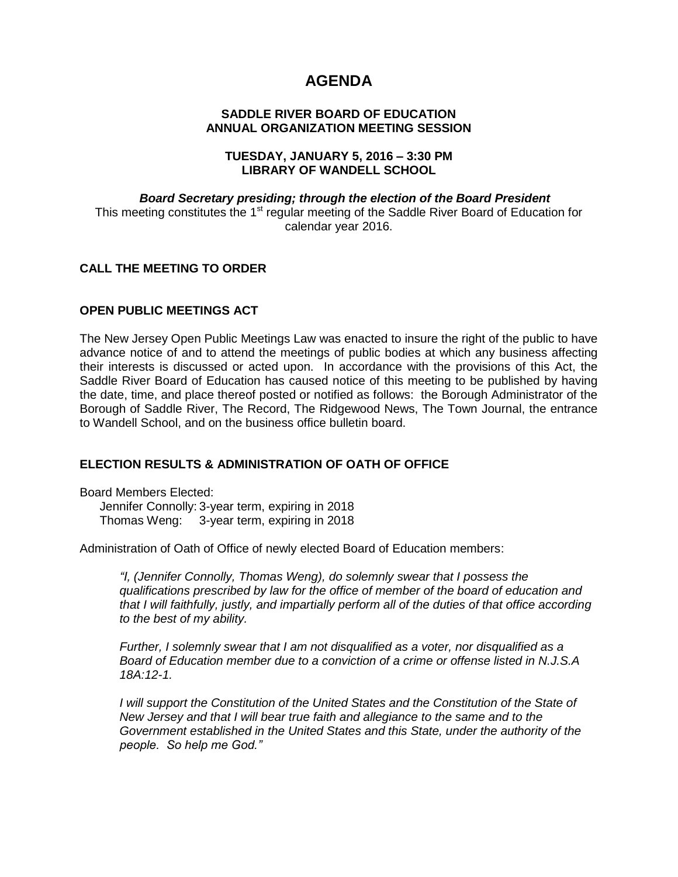# AGENDA

**SADDLE RIVER BOARD OF EDUCATION**
**ANNUAL ORGANIZATION MEETING SESSION**

**TUESDAY, JANUARY 5, 2016 – 3:30 PM**
**LIBRARY OF WANDELL SCHOOL**

***Board Secretary presiding; through the election of the Board President***

This meeting constitutes the 1st regular meeting of the Saddle River Board of Education for calendar year 2016.

## CALL THE MEETING TO ORDER

## OPEN PUBLIC MEETINGS ACT

The New Jersey Open Public Meetings Law was enacted to insure the right of the public to have advance notice of and to attend the meetings of public bodies at which any business affecting their interests is discussed or acted upon. In accordance with the provisions of this Act, the Saddle River Board of Education has caused notice of this meeting to be published by having the date, time, and place thereof posted or notified as follows: the Borough Administrator of the Borough of Saddle River, The Record, The Ridgewood News, The Town Journal, the entrance to Wandell School, and on the business office bulletin board.

## ELECTION RESULTS & ADMINISTRATION OF OATH OF OFFICE

Board Members Elected:

- Jennifer Connolly: 3-year term, expiring in 2018
- Thomas Weng: 3-year term, expiring in 2018

Administration of Oath of Office of newly elected Board of Education members:

> *"I, (Jennifer Connolly, Thomas Weng), do solemnly swear that I possess the qualifications prescribed by law for the office of member of the board of education and that I will faithfully, justly, and impartially perform all of the duties of that office according to the best of my ability.*
>
> *Further, I solemnly swear that I am not disqualified as a voter, nor disqualified as a Board of Education member due to a conviction of a crime or offense listed in N.J.S.A 18A:12-1.*
>
> *I will support the Constitution of the United States and the Constitution of the State of New Jersey and that I will bear true faith and allegiance to the same and to the Government established in the United States and this State, under the authority of the people. So help me God."*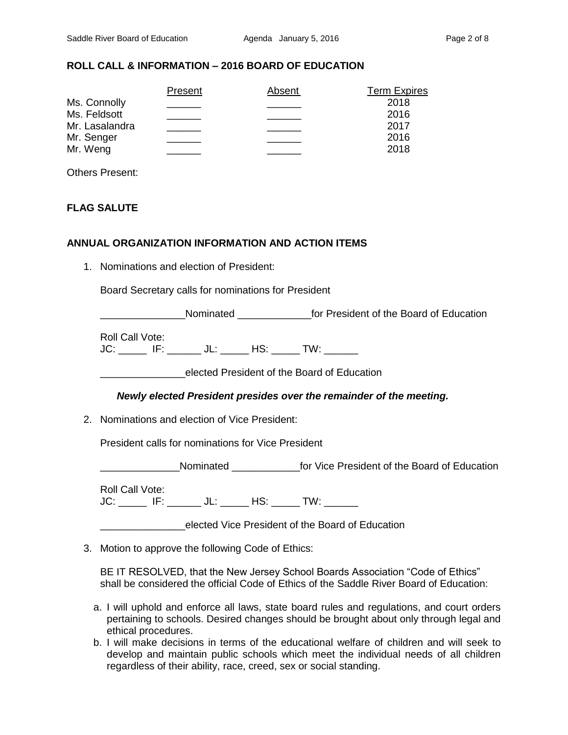## ROLL CALL & INFORMATION – 2016 BOARD OF EDUCATION

| | Present | Absent | Term Expires |
|---|---|---|---|
| Ms. Connolly | ______ | ______ | 2018 |
| Ms. Feldsott | ______ | ______ | 2016 |
| Mr. Lasalandra | ______ | ______ | 2017 |
| Mr. Senger | ______ | ______ | 2016 |
| Mr. Weng | ______ | ______ | 2018 |

Others Present:

## FLAG SALUTE

## ANNUAL ORGANIZATION INFORMATION AND ACTION ITEMS

1. Nominations and election of President:

   Board Secretary calls for nominations for President

   _______________Nominated _____________for President of the Board of Education

   Roll Call Vote:
   JC: _____ IF: ______ JL: _____ HS: _____ TW: ______

   _______________elected President of the Board of Education

   ***Newly elected President presides over the remainder of the meeting.***

2. Nominations and election of Vice President:

   President calls for nominations for Vice President

   ______________Nominated ____________for Vice President of the Board of Education

   Roll Call Vote:
   JC: _____ IF: ______ JL: _____ HS: _____ TW: ______

   _______________elected Vice President of the Board of Education

3. Motion to approve the following Code of Ethics:

   BE IT RESOLVED, that the New Jersey School Boards Association "Code of Ethics" shall be considered the official Code of Ethics of the Saddle River Board of Education:

   a. I will uphold and enforce all laws, state board rules and regulations, and court orders pertaining to schools. Desired changes should be brought about only through legal and ethical procedures.
   b. I will make decisions in terms of the educational welfare of children and will seek to develop and maintain public schools which meet the individual needs of all children regardless of their ability, race, creed, sex or social standing.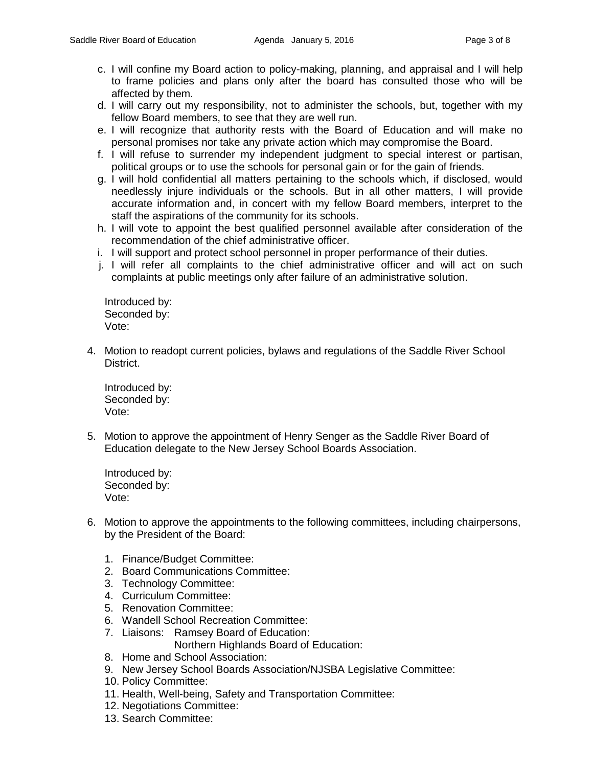c. I will confine my Board action to policy-making, planning, and appraisal and I will help to frame policies and plans only after the board has consulted those who will be affected by them.
d. I will carry out my responsibility, not to administer the schools, but, together with my fellow Board members, to see that they are well run.
e. I will recognize that authority rests with the Board of Education and will make no personal promises nor take any private action which may compromise the Board.
f. I will refuse to surrender my independent judgment to special interest or partisan, political groups or to use the schools for personal gain or for the gain of friends.
g. I will hold confidential all matters pertaining to the schools which, if disclosed, would needlessly injure individuals or the schools. But in all other matters, I will provide accurate information and, in concert with my fellow Board members, interpret to the staff the aspirations of the community for its schools.
h. I will vote to appoint the best qualified personnel available after consideration of the recommendation of the chief administrative officer.
i. I will support and protect school personnel in proper performance of their duties.
j. I will refer all complaints to the chief administrative officer and will act on such complaints at public meetings only after failure of an administrative solution.

Introduced by:
Seconded by:
Vote:

4. Motion to readopt current policies, bylaws and regulations of the Saddle River School District.

   Introduced by:
   Seconded by:
   Vote:

5. Motion to approve the appointment of Henry Senger as the Saddle River Board of Education delegate to the New Jersey School Boards Association.

   Introduced by:
   Seconded by:
   Vote:

6. Motion to approve the appointments to the following committees, including chairpersons, by the President of the Board:

   1. Finance/Budget Committee:
   2. Board Communications Committee:
   3. Technology Committee:
   4. Curriculum Committee:
   5. Renovation Committee:
   6. Wandell School Recreation Committee:
   7. Liaisons: Ramsey Board of Education:
      Northern Highlands Board of Education:
   8. Home and School Association:
   9. New Jersey School Boards Association/NJSBA Legislative Committee:
   10. Policy Committee:
   11. Health, Well-being, Safety and Transportation Committee:
   12. Negotiations Committee:
   13. Search Committee: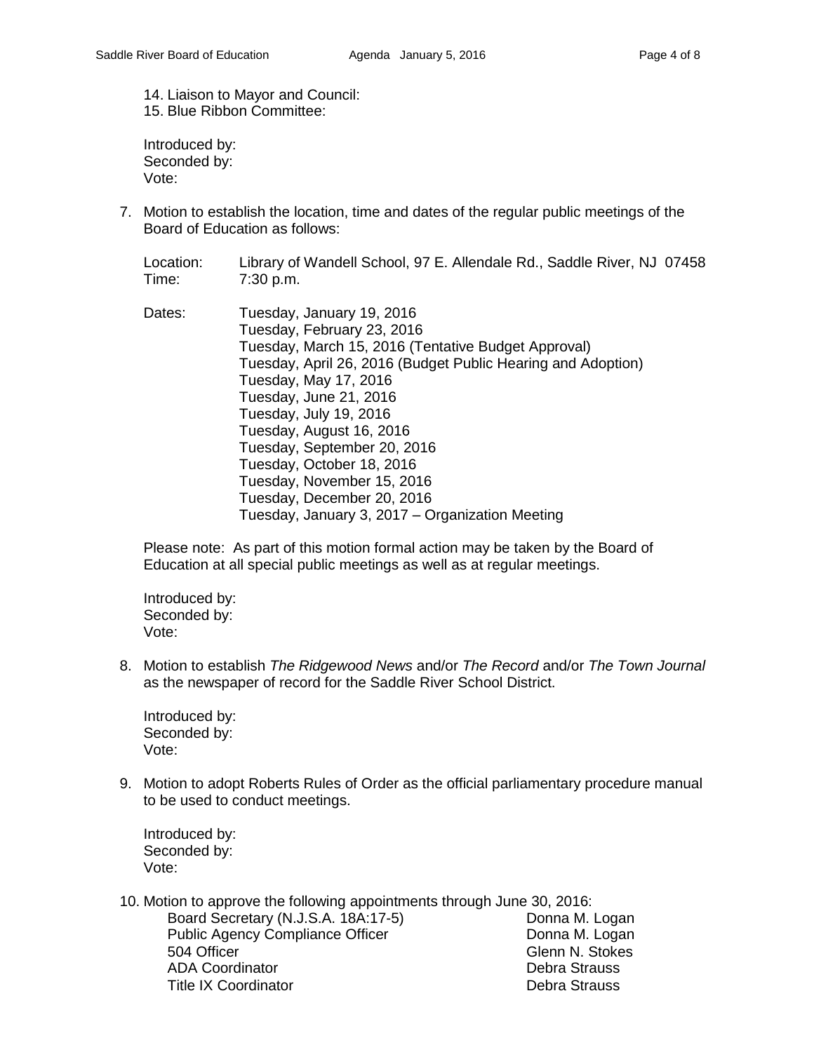14. Liaison to Mayor and Council:
15. Blue Ribbon Committee:

Introduced by:
Seconded by:
Vote:

7. Motion to establish the location, time and dates of the regular public meetings of the Board of Education as follows:

   Location: Library of Wandell School, 97 E. Allendale Rd., Saddle River, NJ 07458
   Time: 7:30 p.m.

   Dates:
   Tuesday, January 19, 2016
   Tuesday, February 23, 2016
   Tuesday, March 15, 2016 (Tentative Budget Approval)
   Tuesday, April 26, 2016 (Budget Public Hearing and Adoption)
   Tuesday, May 17, 2016
   Tuesday, June 21, 2016
   Tuesday, July 19, 2016
   Tuesday, August 16, 2016
   Tuesday, September 20, 2016
   Tuesday, October 18, 2016
   Tuesday, November 15, 2016
   Tuesday, December 20, 2016
   Tuesday, January 3, 2017 – Organization Meeting

   Please note: As part of this motion formal action may be taken by the Board of Education at all special public meetings as well as at regular meetings.

   Introduced by:
   Seconded by:
   Vote:

8. Motion to establish *The Ridgewood News* and/or *The Record* and/or *The Town Journal* as the newspaper of record for the Saddle River School District.

   Introduced by:
   Seconded by:
   Vote:

9. Motion to adopt Roberts Rules of Order as the official parliamentary procedure manual to be used to conduct meetings.

   Introduced by:
   Seconded by:
   Vote:

10. Motion to approve the following appointments through June 30, 2016:

| | |
|---|---|
| Board Secretary (N.J.S.A. 18A:17-5) | Donna M. Logan |
| Public Agency Compliance Officer | Donna M. Logan |
| 504 Officer | Glenn N. Stokes |
| ADA Coordinator | Debra Strauss |
| Title IX Coordinator | Debra Strauss |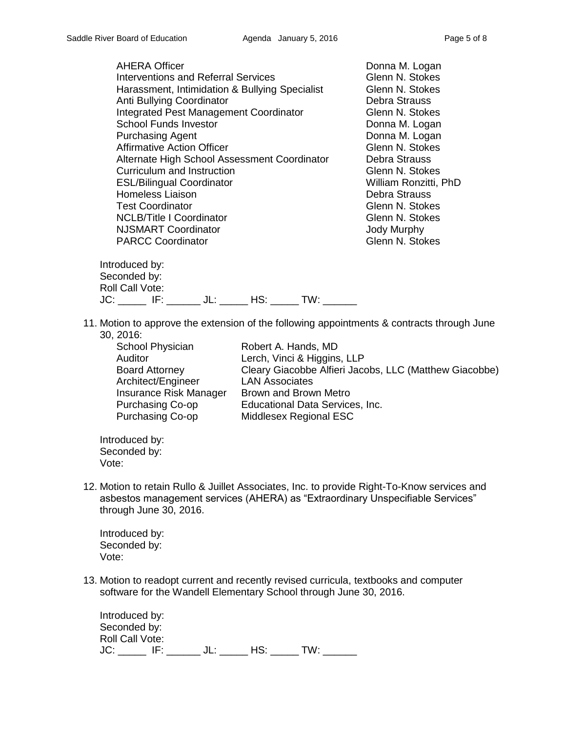| | |
|---|---|
| AHERA Officer | Donna M. Logan |
| Interventions and Referral Services | Glenn N. Stokes |
| Harassment, Intimidation & Bullying Specialist | Glenn N. Stokes |
| Anti Bullying Coordinator | Debra Strauss |
| Integrated Pest Management Coordinator | Glenn N. Stokes |
| School Funds Investor | Donna M. Logan |
| Purchasing Agent | Donna M. Logan |
| Affirmative Action Officer | Glenn N. Stokes |
| Alternate High School Assessment Coordinator | Debra Strauss |
| Curriculum and Instruction | Glenn N. Stokes |
| ESL/Bilingual Coordinator | William Ronzitti, PhD |
| Homeless Liaison | Debra Strauss |
| Test Coordinator | Glenn N. Stokes |
| NCLB/Title I Coordinator | Glenn N. Stokes |
| NJSMART Coordinator | Jody Murphy |
| PARCC Coordinator | Glenn N. Stokes |

Introduced by:
Seconded by:
Roll Call Vote:
JC: _____ IF: ______ JL: _____ HS: _____ TW: ______

11. Motion to approve the extension of the following appointments & contracts through June 30, 2016:

| | |
|---|---|
| School Physician | Robert A. Hands, MD |
| Auditor | Lerch, Vinci & Higgins, LLP |
| Board Attorney | Cleary Giacobbe Alfieri Jacobs, LLC (Matthew Giacobbe) |
| Architect/Engineer | LAN Associates |
| Insurance Risk Manager | Brown and Brown Metro |
| Purchasing Co-op | Educational Data Services, Inc. |
| Purchasing Co-op | Middlesex Regional ESC |

Introduced by:
Seconded by:
Vote:

12. Motion to retain Rullo & Juillet Associates, Inc. to provide Right-To-Know services and asbestos management services (AHERA) as "Extraordinary Unspecifiable Services" through June 30, 2016.

Introduced by:
Seconded by:
Vote:

13. Motion to readopt current and recently revised curricula, textbooks and computer software for the Wandell Elementary School through June 30, 2016.

Introduced by:
Seconded by:
Roll Call Vote:
JC: _____ IF: ______ JL: _____ HS: _____ TW: ______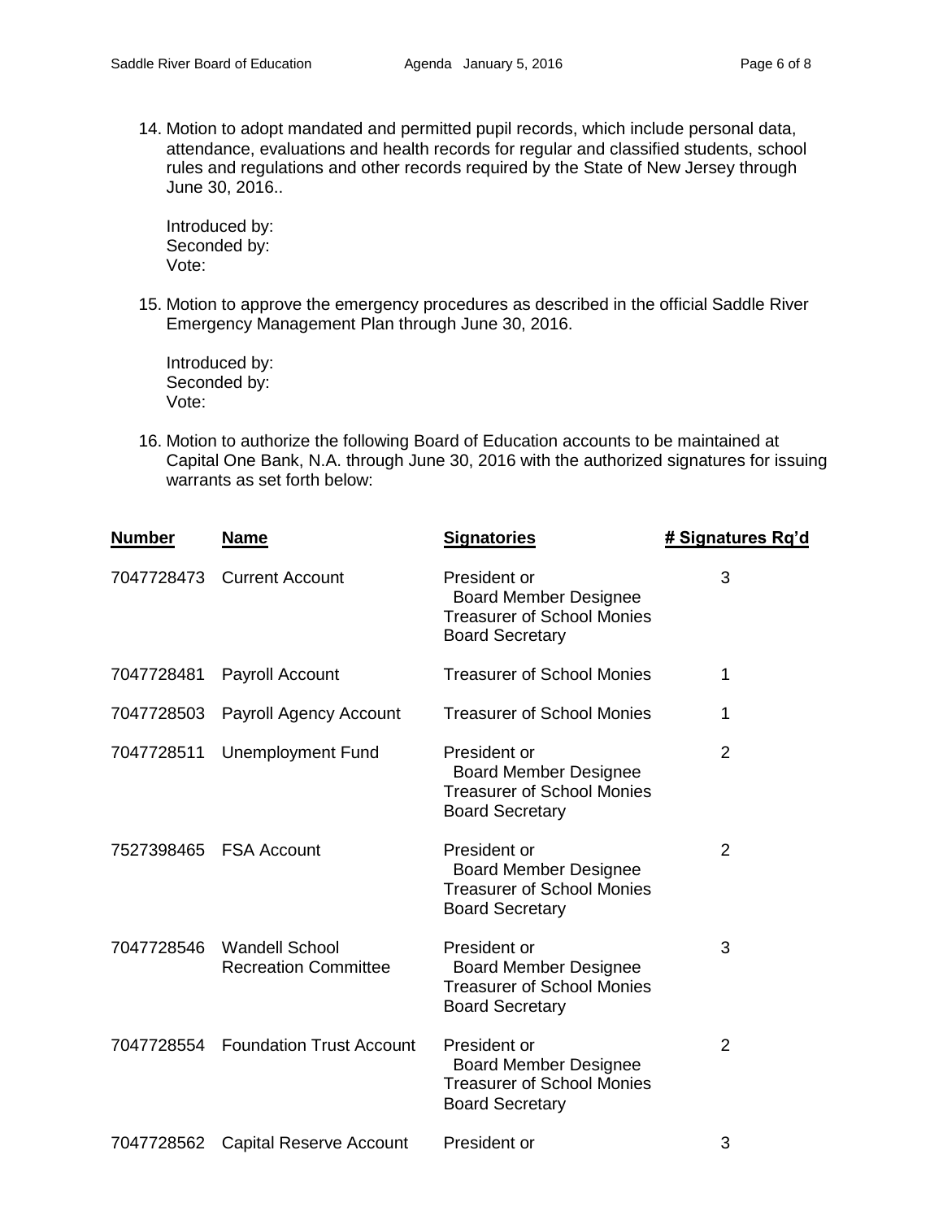14. Motion to adopt mandated and permitted pupil records, which include personal data, attendance, evaluations and health records for regular and classified students, school rules and regulations and other records required by the State of New Jersey through June 30, 2016..

    Introduced by:
    Seconded by:
    Vote:

15. Motion to approve the emergency procedures as described in the official Saddle River Emergency Management Plan through June 30, 2016.

    Introduced by:
    Seconded by:
    Vote:

16. Motion to authorize the following Board of Education accounts to be maintained at Capital One Bank, N.A. through June 30, 2016 with the authorized signatures for issuing warrants as set forth below:

| Number | Name | Signatories | # Signatures Rq'd |
|---|---|---|---|
| 7047728473 | Current Account | President or<br>Board Member Designee<br>Treasurer of School Monies<br>Board Secretary | 3 |
| 7047728481 | Payroll Account | Treasurer of School Monies | 1 |
| 7047728503 | Payroll Agency Account | Treasurer of School Monies | 1 |
| 7047728511 | Unemployment Fund | President or<br>Board Member Designee<br>Treasurer of School Monies<br>Board Secretary | 2 |
| 7527398465 | FSA Account | President or<br>Board Member Designee<br>Treasurer of School Monies<br>Board Secretary | 2 |
| 7047728546 | Wandell School Recreation Committee | President or<br>Board Member Designee<br>Treasurer of School Monies<br>Board Secretary | 3 |
| 7047728554 | Foundation Trust Account | President or<br>Board Member Designee<br>Treasurer of School Monies<br>Board Secretary | 2 |
| 7047728562 | Capital Reserve Account | President or | 3 |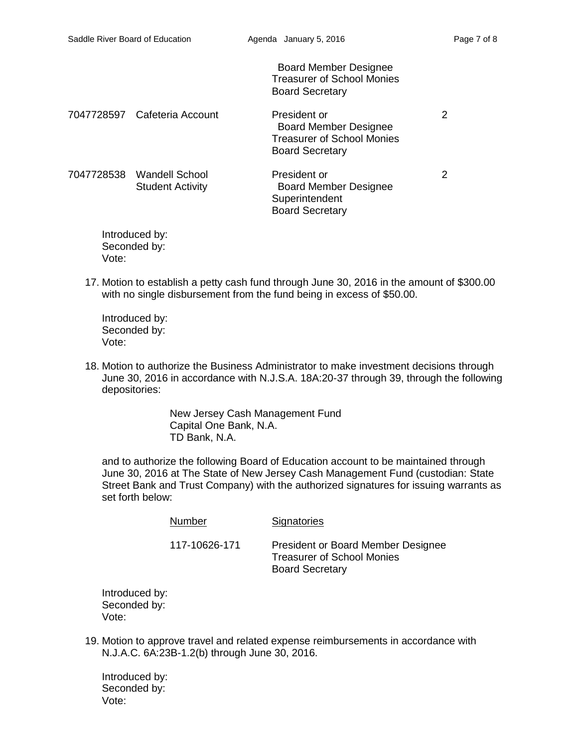| | | | |
|---|---|---|---|
| | | Board Member Designee<br>Treasurer of School Monies<br>Board Secretary | |
| 7047728597 | Cafeteria Account | President or<br>Board Member Designee<br>Treasurer of School Monies<br>Board Secretary | 2 |
| 7047728538 | Wandell School Student Activity | President or<br>Board Member Designee<br>Superintendent<br>Board Secretary | 2 |

Introduced by:
Seconded by:
Vote:

17. Motion to establish a petty cash fund through June 30, 2016 in the amount of $300.00 with no single disbursement from the fund being in excess of $50.00.

Introduced by:
Seconded by:
Vote:

18. Motion to authorize the Business Administrator to make investment decisions through June 30, 2016 in accordance with N.J.S.A. 18A:20-37 through 39, through the following depositories:

New Jersey Cash Management Fund
Capital One Bank, N.A.
TD Bank, N.A.

and to authorize the following Board of Education account to be maintained through June 30, 2016 at The State of New Jersey Cash Management Fund (custodian: State Street Bank and Trust Company) with the authorized signatures for issuing warrants as set forth below:

| Number | Signatories |
|---|---|
| 117-10626-171 | President or Board Member Designee<br>Treasurer of School Monies<br>Board Secretary |

Introduced by:
Seconded by:
Vote:

19. Motion to approve travel and related expense reimbursements in accordance with N.J.A.C. 6A:23B-1.2(b) through June 30, 2016.

Introduced by:
Seconded by:
Vote: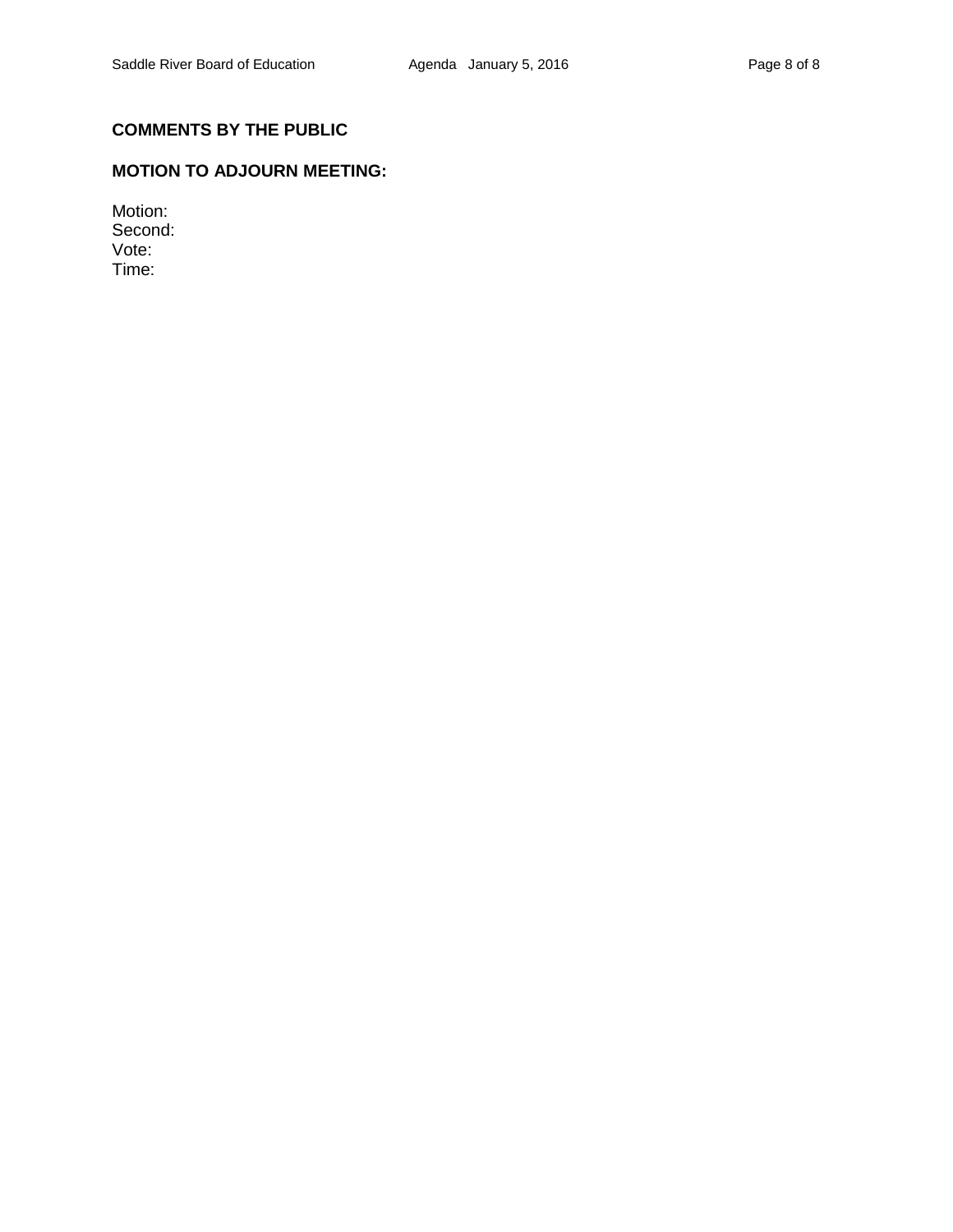**COMMENTS BY THE PUBLIC**

**MOTION TO ADJOURN MEETING:**

Motion:
Second:
Vote:
Time: